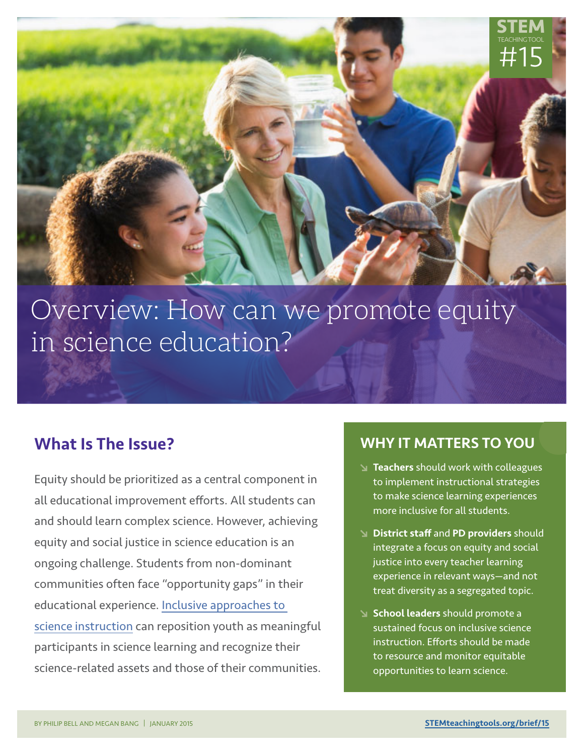STEM TEACHING TOOL #15

# Overview: How can we promote equity in science education?

## What Is The Issue?

Equity should be prioritized as a central component in all educational improvement efforts. All students can and should learn complex science. However, achieving equity and social justice in science education is an ongoing challenge. Students from non-dominant communities often face "opportunity gaps" in their educational experience. Inclusive approaches to science instruction can reposition youth as meaningful participants in science learning and recognize their science-related assets and those of their communities.

## WHY IT MATTERS TO YOU

- **Teachers** should work with colleagues to implement instructional strategies to make science learning experiences more inclusive for all students.
- **District staff** and **PD providers** should integrate a focus on equity and social justice into every teacher learning experience in relevant ways—and not treat diversity as a segregated topic.
- **School leaders** should promote a sustained focus on inclusive science instruction. Efforts should be made to resource and monitor equitable opportunities to learn science.

BY PHILIP BELL AND MEGAN BANG | JANUARY 2015

**STEMteachingtools.org/brief/15**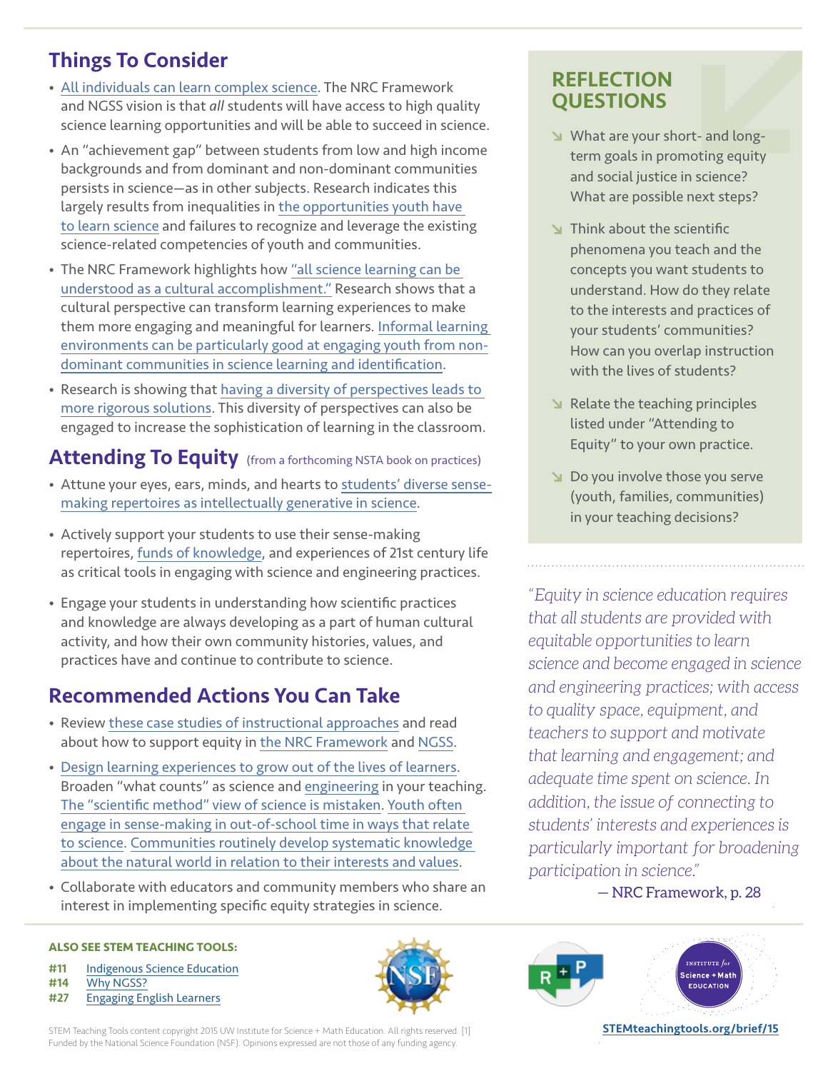## Things To Consider

- All individuals can learn complex science. The NRC Framework and NGSS vision is that *all* students will have access to high quality science learning opportunities and will be able to succeed in science.
- An "achievement gap" between students from low and high income backgrounds and from dominant and non-dominant communities persists in science—as in other subjects. Research indicates this largely results from inequalities in the opportunities youth have to learn science and failures to recognize and leverage the existing science-related competencies of youth and communities.
- The NRC Framework highlights how "all science learning can be understood as a cultural accomplishment." Research shows that a cultural perspective can transform learning experiences to make them more engaging and meaningful for learners. Informal learning environments can be particularly good at engaging youth from non-dominant communities in science learning and identification.
- Research is showing that having a diversity of perspectives leads to more rigorous solutions. This diversity of perspectives can also be engaged to increase the sophistication of learning in the classroom.

## Attending To Equity (from a forthcoming NSTA book on practices)

- Attune your eyes, ears, minds, and hearts to students' diverse sense-making repertoires as intellectually generative in science.
- Actively support your students to use their sense-making repertoires, funds of knowledge, and experiences of 21st century life as critical tools in engaging with science and engineering practices.
- Engage your students in understanding how scientific practices and knowledge are always developing as a part of human cultural activity, and how their own community histories, values, and practices have and continue to contribute to science.

## Recommended Actions You Can Take

- Review these case studies of instructional approaches and read about how to support equity in the NRC Framework and NGSS.
- Design learning experiences to grow out of the lives of learners. Broaden "what counts" as science and engineering in your teaching. The "scientific method" view of science is mistaken. Youth often engage in sense-making in out-of-school time in ways that relate to science. Communities routinely develop systematic knowledge about the natural world in relation to their interests and values.
- Collaborate with educators and community members who share an interest in implementing specific equity strategies in science.

## REFLECTION QUESTIONS

- What are your short- and long-term goals in promoting equity and social justice in science? What are possible next steps?
- Think about the scientific phenomena you teach and the concepts you want students to understand. How do they relate to the interests and practices of your students' communities? How can you overlap instruction with the lives of students?
- Relate the teaching principles listed under "Attending to Equity" to your own practice.
- Do you involve those you serve (youth, families, communities) in your teaching decisions?

*"Equity in science education requires that all students are provided with equitable opportunities to learn science and become engaged in science and engineering practices; with access to quality space, equipment, and teachers to support and motivate that learning and engagement; and adequate time spent on science. In addition, the issue of connecting to students' interests and experiences is particularly important for broadening participation in science."*

— NRC Framework, p. 28

**ALSO SEE STEM TEACHING TOOLS:**

**#11** Indigenous Science Education
**#14** Why NGSS?
**#27** Engaging English Learners

STEM Teaching Tools content copyright 2015 UW Institute for Science + Math Education. All rights reserved. [1]
Funded by the National Science Foundation (NSF). Opinions expressed are not those of any funding agency.

**STEMteachingtools.org/brief/15**